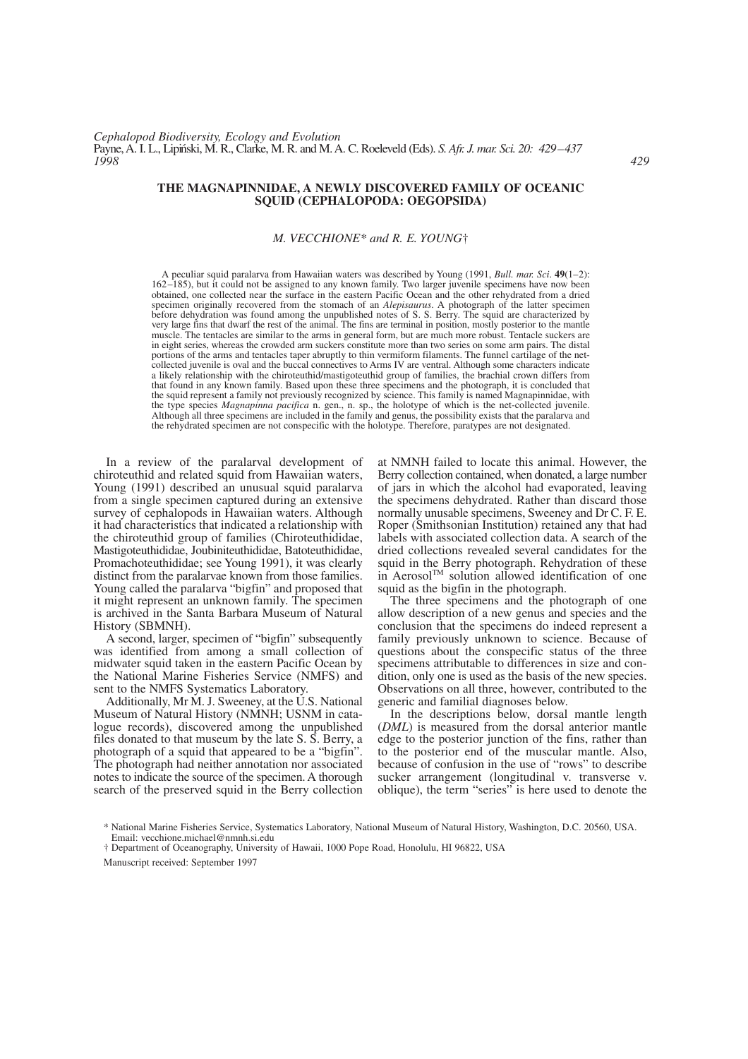*Cephalopod Biodiversity, Ecology and Evolution*
Payne, A. I. L., Lipiński, M. R., Clarke, M. R. and M. A. C. Roeleveld (Eds). *S. Afr. J. mar. Sci. 20: 429–437*
*1998*

# THE MAGNAPINNIDAE, A NEWLY DISCOVERED FAMILY OF OCEANIC SQUID (CEPHALOPODA: OEGOPSIDA)

*M. VECCHIONE\* and R. E. YOUNG†*

A peculiar squid paralarva from Hawaiian waters was described by Young (1991, *Bull. mar. Sci*. **49**(1–2): 162–185), but it could not be assigned to any known family. Two larger juvenile specimens have now been obtained, one collected near the surface in the eastern Pacific Ocean and the other rehydrated from a dried specimen originally recovered from the stomach of an *Alepisaurus*. A photograph of the latter specimen before dehydration was found among the unpublished notes of S. S. Berry. The squid are characterized by very large fins that dwarf the rest of the animal. The fins are terminal in position, mostly posterior to the mantle muscle. The tentacles are similar to the arms in general form, but are much more robust. Tentacle suckers are in eight series, whereas the crowded arm suckers constitute more than two series on some arm pairs. The distal portions of the arms and tentacles taper abruptly to thin vermiform filaments. The funnel cartilage of the net-collected juvenile is oval and the buccal connectives to Arms IV are ventral. Although some characters indicate a likely relationship with the chiroteuthid/mastigoteuthid group of families, the brachial crown differs from that found in any known family. Based upon these three specimens and the photograph, it is concluded that the squid represent a family not previously recognized by science. This family is named Magnapinnidae, with the type species *Magnapinna pacifica* n. gen., n. sp., the holotype of which is the net-collected juvenile. Although all three specimens are included in the family and genus, the possibility exists that the paralarva and the rehydrated specimen are not conspecific with the holotype. Therefore, paratypes are not designated.

In a review of the paralarval development of chiroteuthid and related squid from Hawaiian waters, Young (1991) described an unusual squid paralarva from a single specimen captured during an extensive survey of cephalopods in Hawaiian waters. Although it had characteristics that indicated a relationship with the chiroteuthid group of families (Chiroteuthididae, Mastigoteuthididae, Joubiniteuthididae, Batoteuthididae, Promachoteuthididae; see Young 1991), it was clearly distinct from the paralarvae known from those families. Young called the paralarva "bigfin" and proposed that it might represent an unknown family. The specimen is archived in the Santa Barbara Museum of Natural History (SBMNH).

A second, larger, specimen of "bigfin" subsequently was identified from among a small collection of midwater squid taken in the eastern Pacific Ocean by the National Marine Fisheries Service (NMFS) and sent to the NMFS Systematics Laboratory.

Additionally, Mr M. J. Sweeney, at the U.S. National Museum of Natural History (NMNH; USNM in catalogue records), discovered among the unpublished files donated to that museum by the late S. S. Berry, a photograph of a squid that appeared to be a "bigfin". The photograph had neither annotation nor associated notes to indicate the source of the specimen. A thorough search of the preserved squid in the Berry collection at NMNH failed to locate this animal. However, the Berry collection contained, when donated, a large number of jars in which the alcohol had evaporated, leaving the specimens dehydrated. Rather than discard those normally unusable specimens, Sweeney and Dr C. F. E. Roper (Smithsonian Institution) retained any that had labels with associated collection data. A search of the dried collections revealed several candidates for the squid in the Berry photograph. Rehydration of these in Aerosol™ solution allowed identification of one squid as the bigfin in the photograph.

The three specimens and the photograph of one allow description of a new genus and species and the conclusion that the specimens do indeed represent a family previously unknown to science. Because of questions about the conspecific status of the three specimens attributable to differences in size and condition, only one is used as the basis of the new species. Observations on all three, however, contributed to the generic and familial diagnoses below.

In the descriptions below, dorsal mantle length (*DML*) is measured from the dorsal anterior mantle edge to the posterior junction of the fins, rather than to the posterior end of the muscular mantle. Also, because of confusion in the use of "rows" to describe sucker arrangement (longitudinal v. transverse v. oblique), the term "series" is here used to denote the

\* National Marine Fisheries Service, Systematics Laboratory, National Museum of Natural History, Washington, D.C. 20560, USA. Email: vecchione.michael@nmnh.si.edu

† Department of Oceanography, University of Hawaii, 1000 Pope Road, Honolulu, HI 96822, USA

Manuscript received: September 1997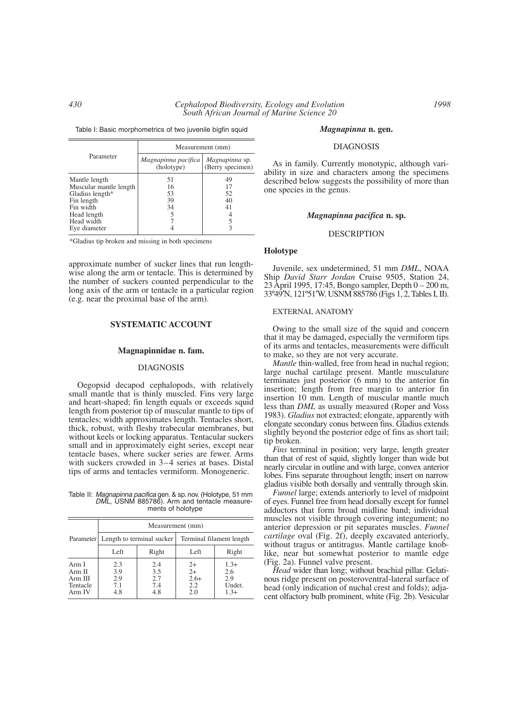Table I: Basic morphometrics of two juvenile bigfin squid

| Parameter | Measurement (mm) | |
|---|---|---|
| | *Magnapinna pacifica* (holotype) | *Magnapinna* sp. (Berry specimen) |
| Mantle length | 51 | 49 |
| Muscular mantle length | 16 | 17 |
| Gladius length* | 53 | 52 |
| Fin length | 39 | 40 |
| Fin width | 34 | 41 |
| Head length | 5 | 4 |
| Head width | 7 | 5 |
| Eye diameter | 4 | 3 |

*Gladius tip broken and missing in both specimens

approximate number of sucker lines that run lengthwise along the arm or tentacle. This is determined by the number of suckers counted perpendicular to the long axis of the arm or tentacle in a particular region (e.g. near the proximal base of the arm).

## SYSTEMATIC ACCOUNT

### Magnapinnidae n. fam.

#### DIAGNOSIS

Oegopsid decapod cephalopods, with relatively small mantle that is thinly muscled. Fins very large and heart-shaped; fin length equals or exceeds squid length from posterior tip of muscular mantle to tips of tentacles; width approximates length. Tentacles short, thick, robust, with fleshy trabecular membranes, but without keels or locking apparatus. Tentacular suckers small and in approximately eight series, except near tentacle bases, where sucker series are fewer. Arms with suckers crowded in 3–4 series at bases. Distal tips of arms and tentacles vermiform. Monogeneric.

Table II: *Magnapinna pacifica* gen. & sp. nov. (Holotype, 51 mm *DML*, USNM 885786). Arm and tentacle measurements of holotype

| Parameter | Measurement (mm) | | | |
|---|---|---|---|---|
| | Length to terminal sucker | | Terminal filament length | |
| | Left | Right | Left | Right |
| Arm I | 2.3 | 2.4 | 2+ | 1.3+ |
| Arm II | 3.9 | 3.5 | 2+ | 2.6 |
| Arm III | 2.9 | 2.7 | 2.6+ | 2.9 |
| Tentacle | 7.1 | 7.4 | 2.2 | Undet. |
| Arm IV | 4.8 | 4.8 | 2.0 | 1.3+ |

### *Magnapinna* n. gen.

#### DIAGNOSIS

As in family. Currently monotypic, although variability in size and characters among the specimens described below suggests the possibility of more than one species in the genus.

### *Magnapinna pacifica* n. sp.

#### DESCRIPTION

**Holotype**

Juvenile, sex undetermined, 51 mm *DML*, NOAA Ship *David Starr Jordan* Cruise 9505, Station 24, 23 April 1995, 17:45, Bongo sampler, Depth 0 – 200 m, 33°49′N, 121°51′W. USNM 885786 (Figs 1, 2, Tables I, II).

#### EXTERNAL ANATOMY

Owing to the small size of the squid and concern that it may be damaged, especially the vermiform tips of its arms and tentacles, measurements were difficult to make, so they are not very accurate.

*Mantle* thin-walled, free from head in nuchal region; large nuchal cartilage present. Mantle musculature terminates just posterior (6 mm) to the anterior fin insertion; length from free margin to anterior fin insertion 10 mm. Length of muscular mantle much less than *DML* as usually measured (Roper and Voss 1983). *Gladius* not extracted; elongate, apparently with elongate secondary conus between fins. Gladius extends slightly beyond the posterior edge of fins as short tail; tip broken.

*Fins* terminal in position; very large, length greater than that of rest of squid, slightly longer than wide but nearly circular in outline and with large, convex anterior lobes. Fins separate throughout length; insert on narrow gladius visible both dorsally and ventrally through skin.

*Funnel* large; extends anteriorly to level of midpoint of eyes. Funnel free from head dorsally except for funnel adductors that form broad midline band; individual muscles not visible through covering integument; no anterior depression or pit separates muscles. *Funnel cartilage* oval (Fig. 2f), deeply excavated anteriorly, without tragus or antitragus. Mantle cartilage knoblike, near but somewhat posterior to mantle edge (Fig. 2a). Funnel valve present.

*Head* wider than long; without brachial pillar. Gelatinous ridge present on posteroventral-lateral surface of head (only indication of nuchal crest and folds); adjacent olfactory bulb prominent, white (Fig. 2b). Vesicular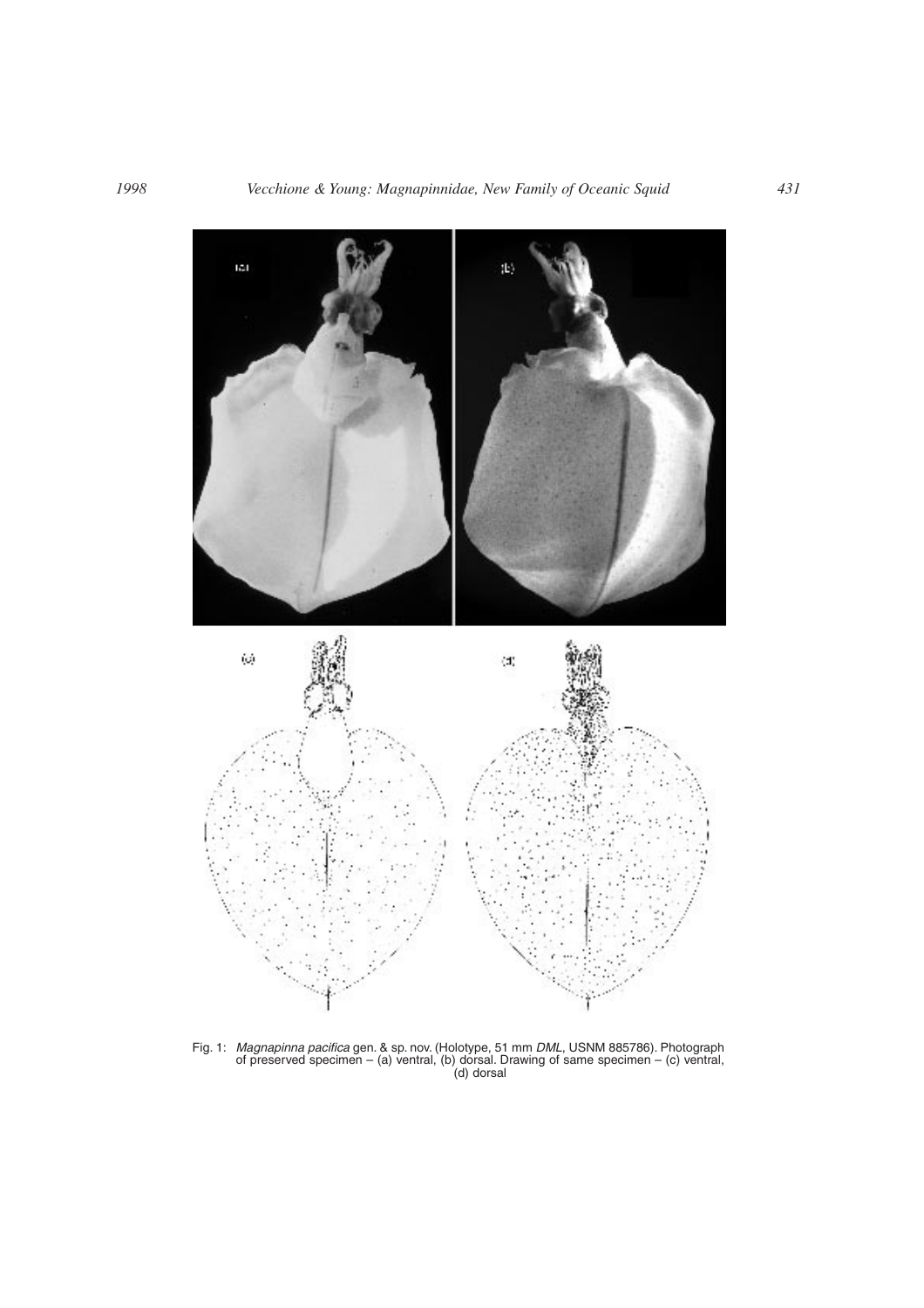Fig. 1: *Magnapinna pacifica* gen. & sp. nov. (Holotype, 51 mm *DML*, USNM 885786). Photograph of preserved specimen – (a) ventral, (b) dorsal. Drawing of same specimen – (c) ventral, (d) dorsal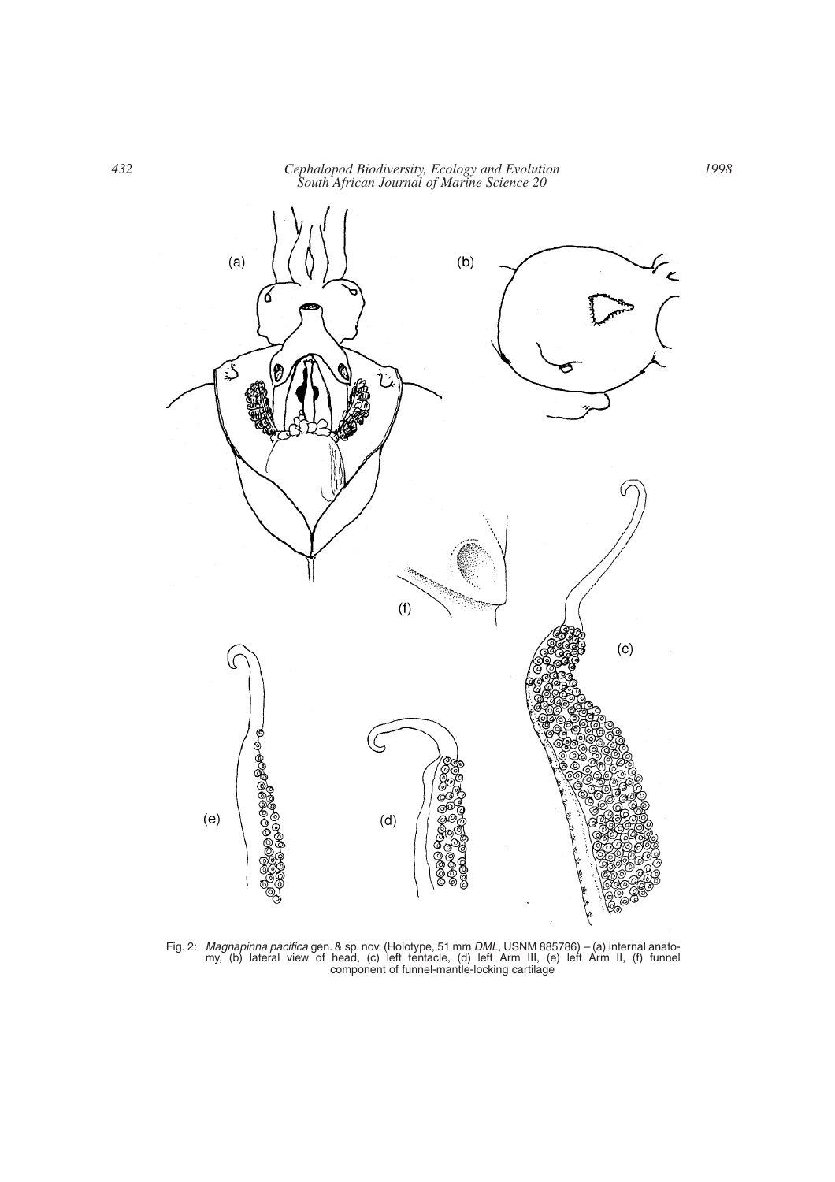Fig. 2: *Magnapinna pacifica* gen. & sp. nov. (Holotype, 51 mm *DML*, USNM 885786) – (a) internal anatomy, (b) lateral view of head, (c) left tentacle, (d) left Arm III, (e) left Arm II, (f) funnel component of funnel-mantle-locking cartilage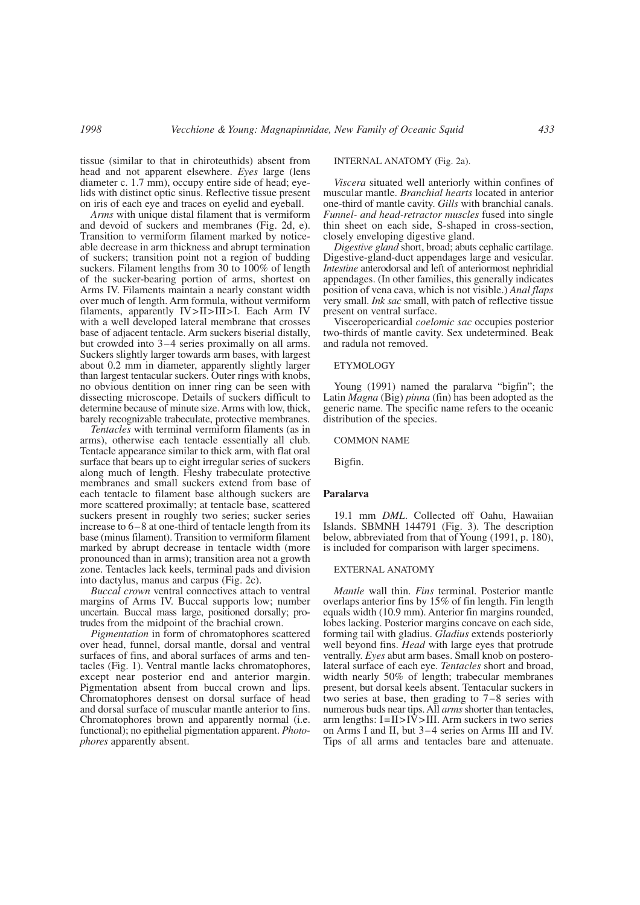tissue (similar to that in chiroteuthids) absent from head and not apparent elsewhere. *Eyes* large (lens diameter c. 1.7 mm), occupy entire side of head; eyelids with distinct optic sinus. Reflective tissue present on iris of each eye and traces on eyelid and eyeball.

*Arms* with unique distal filament that is vermiform and devoid of suckers and membranes (Fig. 2d, e). Transition to vermiform filament marked by noticeable decrease in arm thickness and abrupt termination of suckers; transition point not a region of budding suckers. Filament lengths from 30 to 100% of length of the sucker-bearing portion of arms, shortest on Arms IV. Filaments maintain a nearly constant width over much of length. Arm formula, without vermiform filaments, apparently IV>II>III>I. Each Arm IV with a well developed lateral membrane that crosses base of adjacent tentacle. Arm suckers biserial distally, but crowded into 3–4 series proximally on all arms. Suckers slightly larger towards arm bases, with largest about 0.2 mm in diameter, apparently slightly larger than largest tentacular suckers. Outer rings with knobs, no obvious dentition on inner ring can be seen with dissecting microscope. Details of suckers difficult to determine because of minute size. Arms with low, thick, barely recognizable trabeculate, protective membranes.

*Tentacles* with terminal vermiform filaments (as in arms), otherwise each tentacle essentially all club. Tentacle appearance similar to thick arm, with flat oral surface that bears up to eight irregular series of suckers along much of length. Fleshy trabeculate protective membranes and small suckers extend from base of each tentacle to filament base although suckers are more scattered proximally; at tentacle base, scattered suckers present in roughly two series; sucker series increase to 6–8 at one-third of tentacle length from its base (minus filament). Transition to vermiform filament marked by abrupt decrease in tentacle width (more pronounced than in arms); transition area not a growth zone. Tentacles lack keels, terminal pads and division into dactylus, manus and carpus (Fig. 2c).

*Buccal crown* ventral connectives attach to ventral margins of Arms IV. Buccal supports low; number uncertain. Buccal mass large, positioned dorsally; protrudes from the midpoint of the brachial crown.

*Pigmentation* in form of chromatophores scattered over head, funnel, dorsal mantle, dorsal and ventral surfaces of fins, and aboral surfaces of arms and tentacles (Fig. 1). Ventral mantle lacks chromatophores, except near posterior end and anterior margin. Pigmentation absent from buccal crown and lips. Chromatophores densest on dorsal surface of head and dorsal surface of muscular mantle anterior to fins. Chromatophores brown and apparently normal (i.e. functional); no epithelial pigmentation apparent. *Photophores* apparently absent.

INTERNAL ANATOMY (Fig. 2a).

*Viscera* situated well anteriorly within confines of muscular mantle. *Branchial hearts* located in anterior one-third of mantle cavity. *Gills* with branchial canals. *Funnel- and head-retractor muscles* fused into single thin sheet on each side, S-shaped in cross-section, closely enveloping digestive gland.

*Digestive gland* short, broad; abuts cephalic cartilage. Digestive-gland-duct appendages large and vesicular. *Intestine* anterodorsal and left of anteriormost nephridial appendages. (In other families, this generally indicates position of vena cava, which is not visible.) *Anal flaps* very small. *Ink sac* small, with patch of reflective tissue present on ventral surface.

Visceropericardial *coelomic sac* occupies posterior two-thirds of mantle cavity. Sex undetermined. Beak and radula not removed.

ETYMOLOGY

Young (1991) named the paralarva "bigfin"; the Latin *Magna* (Big) *pinna* (fin) has been adopted as the generic name. The specific name refers to the oceanic distribution of the species.

COMMON NAME

Bigfin.

## Paralarva

19.1 mm *DML*. Collected off Oahu, Hawaiian Islands. SBMNH 144791 (Fig. 3). The description below, abbreviated from that of Young (1991, p. 180), is included for comparison with larger specimens.

EXTERNAL ANATOMY

*Mantle* wall thin. *Fins* terminal. Posterior mantle overlaps anterior fins by 15% of fin length. Fin length equals width (10.9 mm). Anterior fin margins rounded, lobes lacking. Posterior margins concave on each side, forming tail with gladius. *Gladius* extends posteriorly well beyond fins. *Head* with large eyes that protrude ventrally. *Eyes* abut arm bases. Small knob on posterolateral surface of each eye. *Tentacles* short and broad, width nearly 50% of length; trabecular membranes present, but dorsal keels absent. Tentacular suckers in two series at base, then grading to 7–8 series with numerous buds near tips. All *arms* shorter than tentacles, arm lengths: I=II>IV>III. Arm suckers in two series on Arms I and II, but 3–4 series on Arms III and IV. Tips of all arms and tentacles bare and attenuate.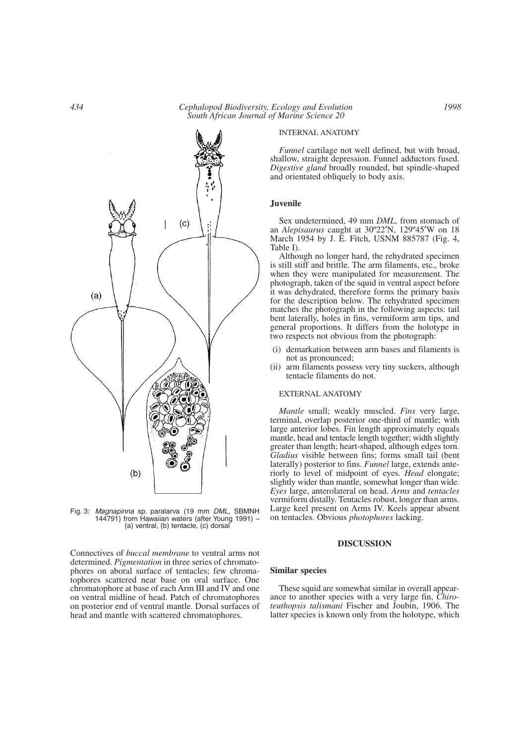Fig. 3: *Magnapinna* sp. paralarva (19 mm *DML*, SBMNH 144791) from Hawaiian waters (after Young 1991) – (a) ventral, (b) tentacle, (c) dorsal

Connectives of *buccal membrane* to ventral arms not determined. *Pigmentation* in three series of chromatophores on aboral surface of tentacles; few chromatophores scattered near base on oral surface. One chromatophore at base of each Arm III and IV and one on ventral midline of head. Patch of chromatophores on posterior end of ventral mantle. Dorsal surfaces of head and mantle with scattered chromatophores.

INTERNAL ANATOMY

*Funnel* cartilage not well defined, but with broad, shallow, straight depression. Funnel adductors fused. *Digestive gland* broadly rounded, but spindle-shaped and orientated obliquely to body axis.

### Juvenile

Sex undetermined, 49 mm *DML*, from stomach of an *Alepisaurus* caught at 30º22′N, 129º45′W on 18 March 1954 by J. E. Fitch, USNM 885787 (Fig. 4, Table I).

Although no longer hard, the rehydrated specimen is still stiff and brittle. The arm filaments, etc., broke when they were manipulated for measurement. The photograph, taken of the squid in ventral aspect before it was dehydrated, therefore forms the primary basis for the description below. The rehydrated specimen matches the photograph in the following aspects: tail bent laterally, holes in fins, vermiform arm tips, and general proportions. It differs from the holotype in two respects not obvious from the photograph:

(i) demarkation between arm bases and filaments is not as pronounced;
(ii) arm filaments possess very tiny suckers, although tentacle filaments do not.

EXTERNAL ANATOMY

*Mantle* small; weakly muscled. *Fins* very large, terminal, overlap posterior one-third of mantle; with large anterior lobes. Fin length approximately equals mantle, head and tentacle length together; width slightly greater than length; heart-shaped, although edges torn. *Gladius* visible between fins; forms small tail (bent laterally) posterior to fins. *Funnel* large, extends anteriorly to level of midpoint of eyes. *Head* elongate; slightly wider than mantle, somewhat longer than wide. *Eyes* large, anterolateral on head. *Arms* and *tentacles* vermiform distally. Tentacles robust, longer than arms. Large keel present on Arms IV. Keels appear absent on tentacles. Obvious *photophores* lacking.

## DISCUSSION

### Similar species

These squid are somewhat similar in overall appearance to another species with a very large fin, *Chiroteuthopsis talismani* Fischer and Joubin, 1906. The latter species is known only from the holotype, which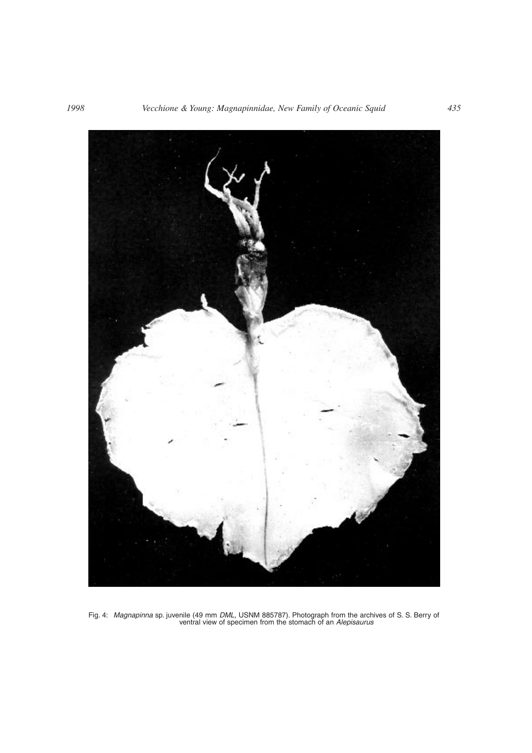Fig. 4: *Magnapinna* sp. juvenile (49 mm *DML*, USNM 885787). Photograph from the archives of S. S. Berry of ventral view of specimen from the stomach of an *Alepisaurus*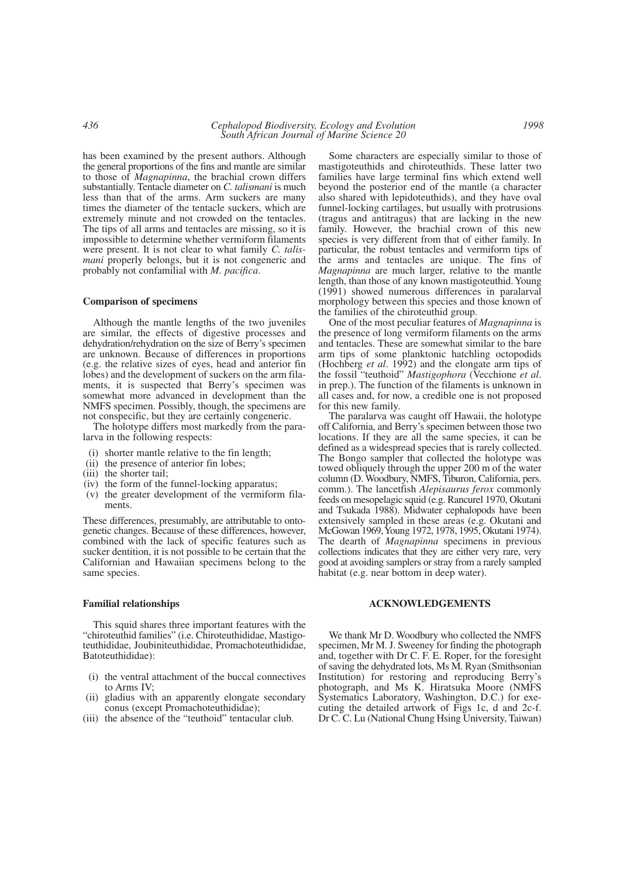has been examined by the present authors. Although the general proportions of the fins and mantle are similar to those of *Magnapinna*, the brachial crown differs substantially. Tentacle diameter on *C. talismani* is much less than that of the arms. Arm suckers are many times the diameter of the tentacle suckers, which are extremely minute and not crowded on the tentacles. The tips of all arms and tentacles are missing, so it is impossible to determine whether vermiform filaments were present. It is not clear to what family *C. talismani* properly belongs, but it is not congeneric and probably not confamilial with *M. pacifica*.

### Comparison of specimens

Although the mantle lengths of the two juveniles are similar, the effects of digestive processes and dehydration/rehydration on the size of Berry's specimen are unknown. Because of differences in proportions (e.g. the relative sizes of eyes, head and anterior fin lobes) and the development of suckers on the arm filaments, it is suspected that Berry's specimen was somewhat more advanced in development than the NMFS specimen. Possibly, though, the specimens are not conspecific, but they are certainly congeneric.

The holotype differs most markedly from the paralarva in the following respects:

- (i) shorter mantle relative to the fin length;
- (ii) the presence of anterior fin lobes;
- (iii) the shorter tail;
- (iv) the form of the funnel-locking apparatus;
- (v) the greater development of the vermiform filaments.

These differences, presumably, are attributable to ontogenetic changes. Because of these differences, however, combined with the lack of specific features such as sucker dentition, it is not possible to be certain that the Californian and Hawaiian specimens belong to the same species.

### Familial relationships

This squid shares three important features with the "chiroteuthid families" (i.e. Chiroteuthididae, Mastigoteuthididae, Joubiniteuthididae, Promachoteuthididae, Batoteuthididae):

- (i) the ventral attachment of the buccal connectives to Arms IV;
- (ii) gladius with an apparently elongate secondary conus (except Promachoteuthididae);
- (iii) the absence of the "teuthoid" tentacular club.

Some characters are especially similar to those of mastigoteuthids and chiroteuthids. These latter two families have large terminal fins which extend well beyond the posterior end of the mantle (a character also shared with lepidoteuthids), and they have oval funnel-locking cartilages, but usually with protrusions (tragus and antitragus) that are lacking in the new family. However, the brachial crown of this new species is very different from that of either family. In particular, the robust tentacles and vermiform tips of the arms and tentacles are unique. The fins of *Magnapinna* are much larger, relative to the mantle length, than those of any known mastigoteuthid. Young (1991) showed numerous differences in paralarval morphology between this species and those known of the families of the chiroteuthid group.

One of the most peculiar features of *Magnapinna* is the presence of long vermiform filaments on the arms and tentacles. These are somewhat similar to the bare arm tips of some planktonic hatchling octopodids (Hochberg *et al*. 1992) and the elongate arm tips of the fossil "teuthoid" *Mastigophora* (Vecchione *et al*. in prep.). The function of the filaments is unknown in all cases and, for now, a credible one is not proposed for this new family.

The paralarva was caught off Hawaii, the holotype off California, and Berry's specimen between those two locations. If they are all the same species, it can be defined as a widespread species that is rarely collected. The Bongo sampler that collected the holotype was towed obliquely through the upper 200 m of the water column (D. Woodbury, NMFS, Tiburon, California, pers. comm.). The lancetfish *Alepisaurus ferox* commonly feeds on mesopelagic squid (e.g. Rancurel 1970, Okutani and Tsukada 1988). Midwater cephalopods have been extensively sampled in these areas (e.g. Okutani and McGowan 1969, Young 1972, 1978, 1995, Okutani 1974). The dearth of *Magnapinna* specimens in previous collections indicates that they are either very rare, very good at avoiding samplers or stray from a rarely sampled habitat (e.g. near bottom in deep water).

## ACKNOWLEDGEMENTS

We thank Mr D. Woodbury who collected the NMFS specimen, Mr M. J. Sweeney for finding the photograph and, together with Dr C. F. E. Roper, for the foresight of saving the dehydrated lots, Ms M. Ryan (Smithsonian Institution) for restoring and reproducing Berry's photograph, and Ms K. Hiratsuka Moore (NMFS Systematics Laboratory, Washington, D.C.) for executing the detailed artwork of Figs 1c, d and 2c-f. Dr C. C. Lu (National Chung Hsing University, Taiwan)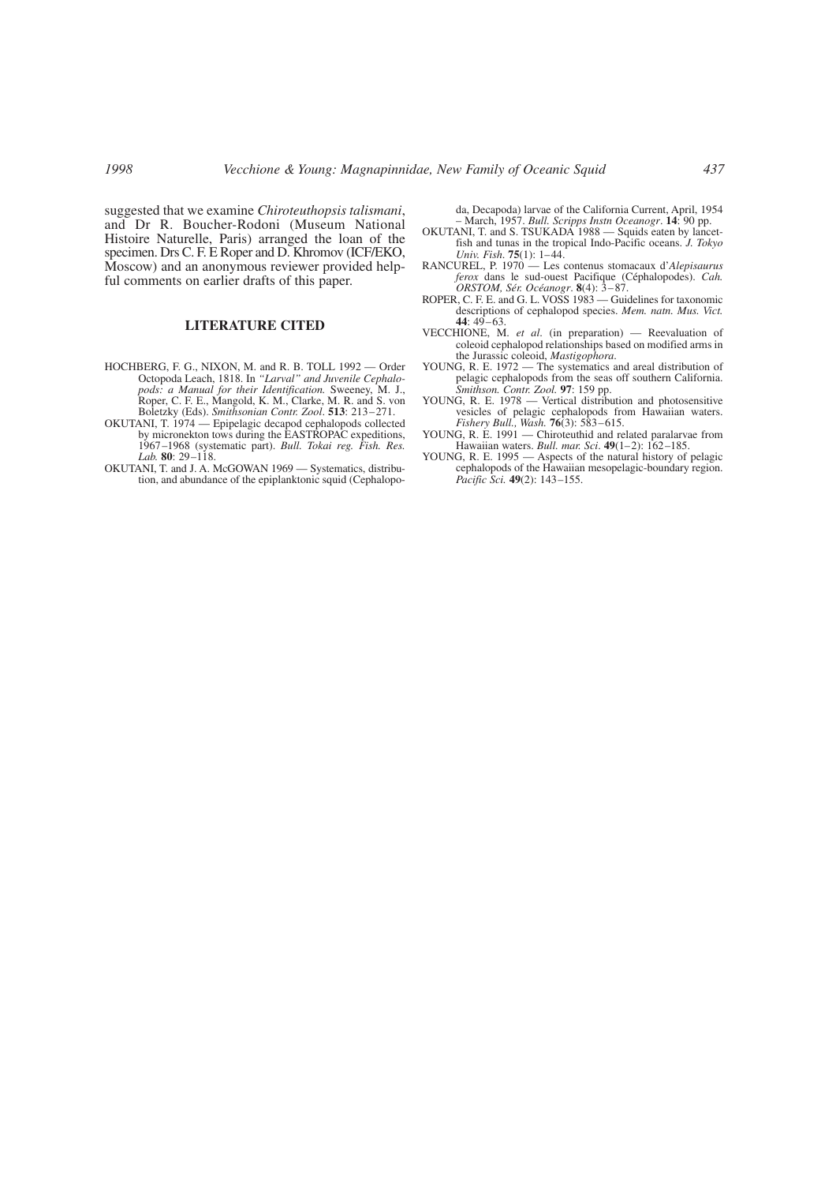suggested that we examine *Chiroteuthopsis talismani*, and Dr R. Boucher-Rodoni (Museum National Histoire Naturelle, Paris) arranged the loan of the specimen. Drs C. F. E Roper and D. Khromov (ICF/EKO, Moscow) and an anonymous reviewer provided helpful comments on earlier drafts of this paper.

## LITERATURE CITED

HOCHBERG, F. G., NIXON, M. and R. B. TOLL 1992 — Order Octopoda Leach, 1818. In *"Larval" and Juvenile Cephalopods: a Manual for their Identification.* Sweeney, M. J., Roper, C. F. E., Mangold, K. M., Clarke, M. R. and S. von Boletzky (Eds). *Smithsonian Contr. Zool*. **513**: 213–271.

OKUTANI, T. 1974 — Epipelagic decapod cephalopods collected by micronekton tows during the EASTROPAC expeditions, 1967–1968 (systematic part). *Bull. Tokai reg. Fish. Res. Lab.* **80**: 29–118.

OKUTANI, T. and J. A. McGOWAN 1969 — Systematics, distribution, and abundance of the epiplanktonic squid (Cephalopoda, Decapoda) larvae of the California Current, April, 1954 – March, 1957. *Bull. Scripps Instn Oceanogr*. **14**: 90 pp.

OKUTANI, T. and S. TSUKADA 1988 — Squids eaten by lancetfish and tunas in the tropical Indo-Pacific oceans. *J. Tokyo Univ. Fish.* **75**(1): 1–44.

RANCUREL, P. 1970 — Les contenus stomacaux d'*Alepisaurus ferox* dans le sud-ouest Pacifique (Céphalopodes). *Cah. ORSTOM, Sér. Océanogr*. **8**(4): 3–87.

ROPER, C. F. E. and G. L. VOSS 1983 — Guidelines for taxonomic descriptions of cephalopod species. *Mem. natn. Mus. Vict.* **44**: 49–63.

VECCHIONE, M. *et al*. (in preparation) — Reevaluation of coleoid cephalopod relationships based on modified arms in the Jurassic coleoid, *Mastigophora*.

YOUNG, R. E. 1972 — The systematics and areal distribution of pelagic cephalopods from the seas off southern California. *Smithson. Contr. Zool.* **97**: 159 pp.

YOUNG, R. E. 1978 — Vertical distribution and photosensitive vesicles of pelagic cephalopods from Hawaiian waters. *Fishery Bull., Wash.* **76**(3): 583–615.

YOUNG, R. E. 1991 — Chiroteuthid and related paralarvae from Hawaiian waters. *Bull. mar. Sci*. **49**(1–2): 162–185.

YOUNG, R. E. 1995 — Aspects of the natural history of pelagic cephalopods of the Hawaiian mesopelagic-boundary region. *Pacific Sci.* **49**(2): 143–155.